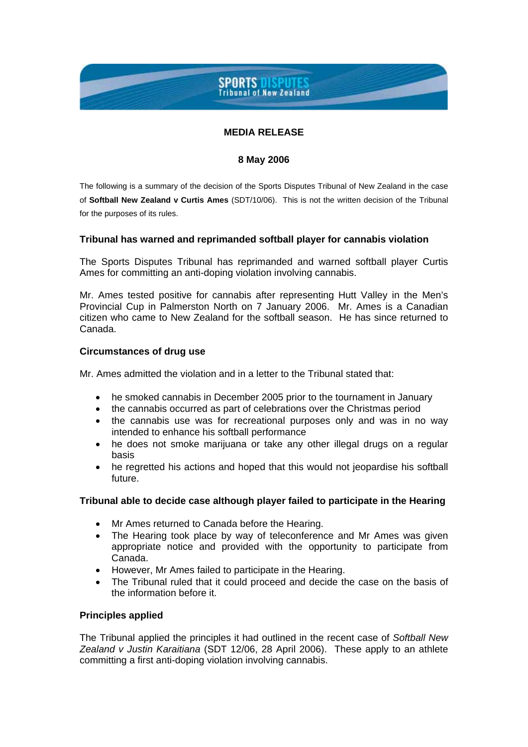**SPORTS DISPUTES Tribunal of New Zealand**

## MEDIA RELEASE

**8 May 2006**

The following is a summary of the decision of the Sports Disputes Tribunal of New Zealand in the case of **Softball New Zealand v Curtis Ames** (SDT/10/06). This is not the written decision of the Tribunal for the purposes of its rules.

### Tribunal has warned and reprimanded softball player for cannabis violation

The Sports Disputes Tribunal has reprimanded and warned softball player Curtis Ames for committing an anti-doping violation involving cannabis.

Mr. Ames tested positive for cannabis after representing Hutt Valley in the Men's Provincial Cup in Palmerston North on 7 January 2006. Mr. Ames is a Canadian citizen who came to New Zealand for the softball season. He has since returned to Canada.

### Circumstances of drug use

Mr. Ames admitted the violation and in a letter to the Tribunal stated that:

- he smoked cannabis in December 2005 prior to the tournament in January
- the cannabis occurred as part of celebrations over the Christmas period
- the cannabis use was for recreational purposes only and was in no way intended to enhance his softball performance
- he does not smoke marijuana or take any other illegal drugs on a regular basis
- he regretted his actions and hoped that this would not jeopardise his softball future.

### Tribunal able to decide case although player failed to participate in the Hearing

- Mr Ames returned to Canada before the Hearing.
- The Hearing took place by way of teleconference and Mr Ames was given appropriate notice and provided with the opportunity to participate from Canada.
- However, Mr Ames failed to participate in the Hearing.
- The Tribunal ruled that it could proceed and decide the case on the basis of the information before it.

### Principles applied

The Tribunal applied the principles it had outlined in the recent case of *Softball New Zealand v Justin Karaitiana* (SDT 12/06, 28 April 2006). These apply to an athlete committing a first anti-doping violation involving cannabis.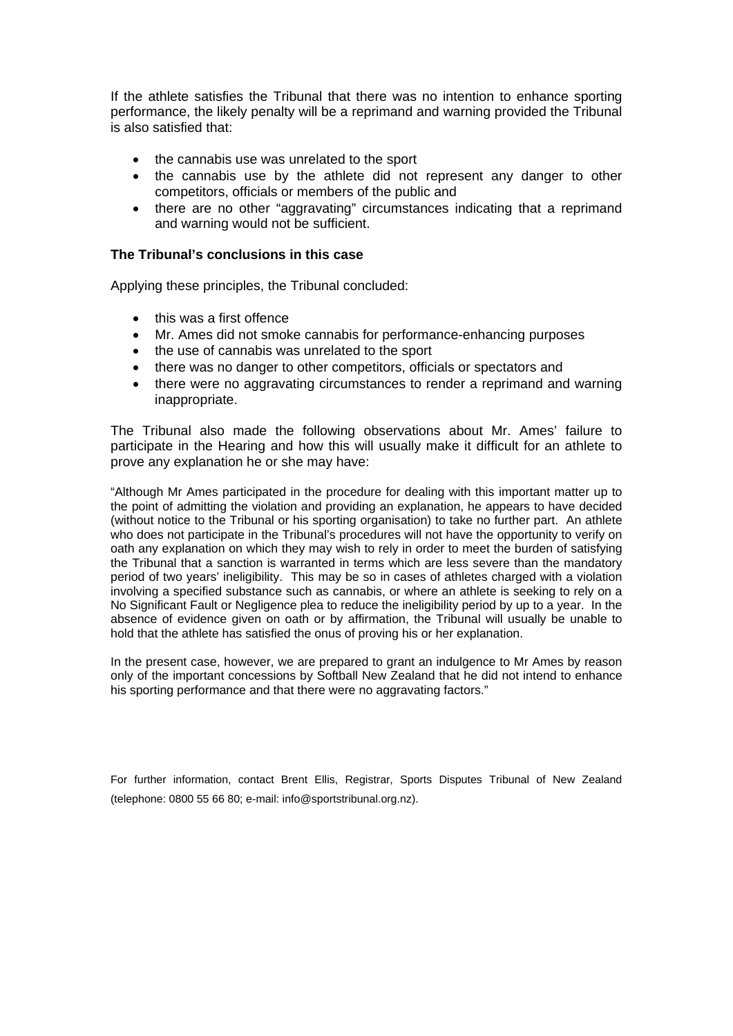If the athlete satisfies the Tribunal that there was no intention to enhance sporting performance, the likely penalty will be a reprimand and warning provided the Tribunal is also satisfied that:

- the cannabis use was unrelated to the sport
- the cannabis use by the athlete did not represent any danger to other competitors, officials or members of the public and
- there are no other "aggravating" circumstances indicating that a reprimand and warning would not be sufficient.

**The Tribunal's conclusions in this case**

Applying these principles, the Tribunal concluded:

- this was a first offence
- Mr. Ames did not smoke cannabis for performance-enhancing purposes
- the use of cannabis was unrelated to the sport
- there was no danger to other competitors, officials or spectators and
- there were no aggravating circumstances to render a reprimand and warning inappropriate.

The Tribunal also made the following observations about Mr. Ames' failure to participate in the Hearing and how this will usually make it difficult for an athlete to prove any explanation he or she may have:

"Although Mr Ames participated in the procedure for dealing with this important matter up to the point of admitting the violation and providing an explanation, he appears to have decided (without notice to the Tribunal or his sporting organisation) to take no further part. An athlete who does not participate in the Tribunal's procedures will not have the opportunity to verify on oath any explanation on which they may wish to rely in order to meet the burden of satisfying the Tribunal that a sanction is warranted in terms which are less severe than the mandatory period of two years' ineligibility. This may be so in cases of athletes charged with a violation involving a specified substance such as cannabis, or where an athlete is seeking to rely on a No Significant Fault or Negligence plea to reduce the ineligibility period by up to a year. In the absence of evidence given on oath or by affirmation, the Tribunal will usually be unable to hold that the athlete has satisfied the onus of proving his or her explanation.

In the present case, however, we are prepared to grant an indulgence to Mr Ames by reason only of the important concessions by Softball New Zealand that he did not intend to enhance his sporting performance and that there were no aggravating factors."

For further information, contact Brent Ellis, Registrar, Sports Disputes Tribunal of New Zealand (telephone: 0800 55 66 80; e-mail: info@sportstribunal.org.nz).